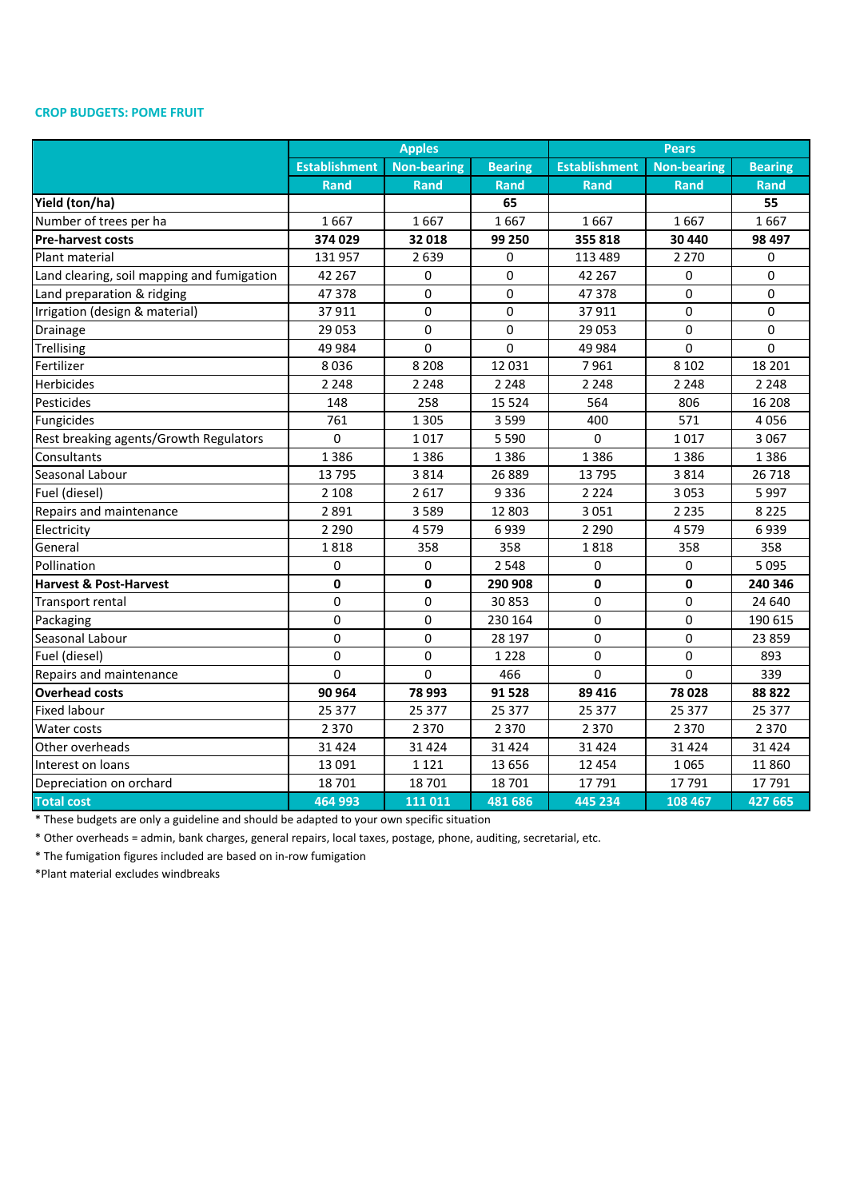**CROP BUDGETS: POME FRUIT**

| | Apples | | | Pears | | |
|---|---|---|---|---|---|---|
| | Establishment | Non-bearing | Bearing | Establishment | Non-bearing | Bearing |
| | Rand | Rand | Rand | Rand | Rand | Rand |
| **Yield (ton/ha)** | | | **65** | | | **55** |
| Number of trees per ha | 1 667 | 1 667 | 1 667 | 1 667 | 1 667 | 1 667 |
| **Pre-harvest costs** | **374 029** | **32 018** | **99 250** | **355 818** | **30 440** | **98 497** |
| Plant material | 131 957 | 2 639 | 0 | 113 489 | 2 270 | 0 |
| Land clearing, soil mapping and fumigation | 42 267 | 0 | 0 | 42 267 | 0 | 0 |
| Land preparation & ridging | 47 378 | 0 | 0 | 47 378 | 0 | 0 |
| Irrigation (design & material) | 37 911 | 0 | 0 | 37 911 | 0 | 0 |
| Drainage | 29 053 | 0 | 0 | 29 053 | 0 | 0 |
| Trellising | 49 984 | 0 | 0 | 49 984 | 0 | 0 |
| Fertilizer | 8 036 | 8 208 | 12 031 | 7 961 | 8 102 | 18 201 |
| Herbicides | 2 248 | 2 248 | 2 248 | 2 248 | 2 248 | 2 248 |
| Pesticides | 148 | 258 | 15 524 | 564 | 806 | 16 208 |
| Fungicides | 761 | 1 305 | 3 599 | 400 | 571 | 4 056 |
| Rest breaking agents/Growth Regulators | 0 | 1 017 | 5 590 | 0 | 1 017 | 3 067 |
| Consultants | 1 386 | 1 386 | 1 386 | 1 386 | 1 386 | 1 386 |
| Seasonal Labour | 13 795 | 3 814 | 26 889 | 13 795 | 3 814 | 26 718 |
| Fuel (diesel) | 2 108 | 2 617 | 9 336 | 2 224 | 3 053 | 5 997 |
| Repairs and maintenance | 2 891 | 3 589 | 12 803 | 3 051 | 2 235 | 8 225 |
| Electricity | 2 290 | 4 579 | 6 939 | 2 290 | 4 579 | 6 939 |
| General | 1 818 | 358 | 358 | 1 818 | 358 | 358 |
| Pollination | 0 | 0 | 2 548 | 0 | 0 | 5 095 |
| **Harvest & Post-Harvest** | **0** | **0** | **290 908** | **0** | **0** | **240 346** |
| Transport rental | 0 | 0 | 30 853 | 0 | 0 | 24 640 |
| Packaging | 0 | 0 | 230 164 | 0 | 0 | 190 615 |
| Seasonal Labour | 0 | 0 | 28 197 | 0 | 0 | 23 859 |
| Fuel (diesel) | 0 | 0 | 1 228 | 0 | 0 | 893 |
| Repairs and maintenance | 0 | 0 | 466 | 0 | 0 | 339 |
| **Overhead costs** | **90 964** | **78 993** | **91 528** | **89 416** | **78 028** | **88 822** |
| Fixed labour | 25 377 | 25 377 | 25 377 | 25 377 | 25 377 | 25 377 |
| Water costs | 2 370 | 2 370 | 2 370 | 2 370 | 2 370 | 2 370 |
| Other overheads | 31 424 | 31 424 | 31 424 | 31 424 | 31 424 | 31 424 |
| Interest on loans | 13 091 | 1 121 | 13 656 | 12 454 | 1 065 | 11 860 |
| Depreciation on orchard | 18 701 | 18 701 | 18 701 | 17 791 | 17 791 | 17 791 |
| **Total cost** | **464 993** | **111 011** | **481 686** | **445 234** | **108 467** | **427 665** |

* These budgets are only a guideline and should be adapted to your own specific situation
* Other overheads = admin, bank charges, general repairs, local taxes, postage, phone, auditing, secretarial, etc.
* The fumigation figures included are based on in-row fumigation
*Plant material excludes windbreaks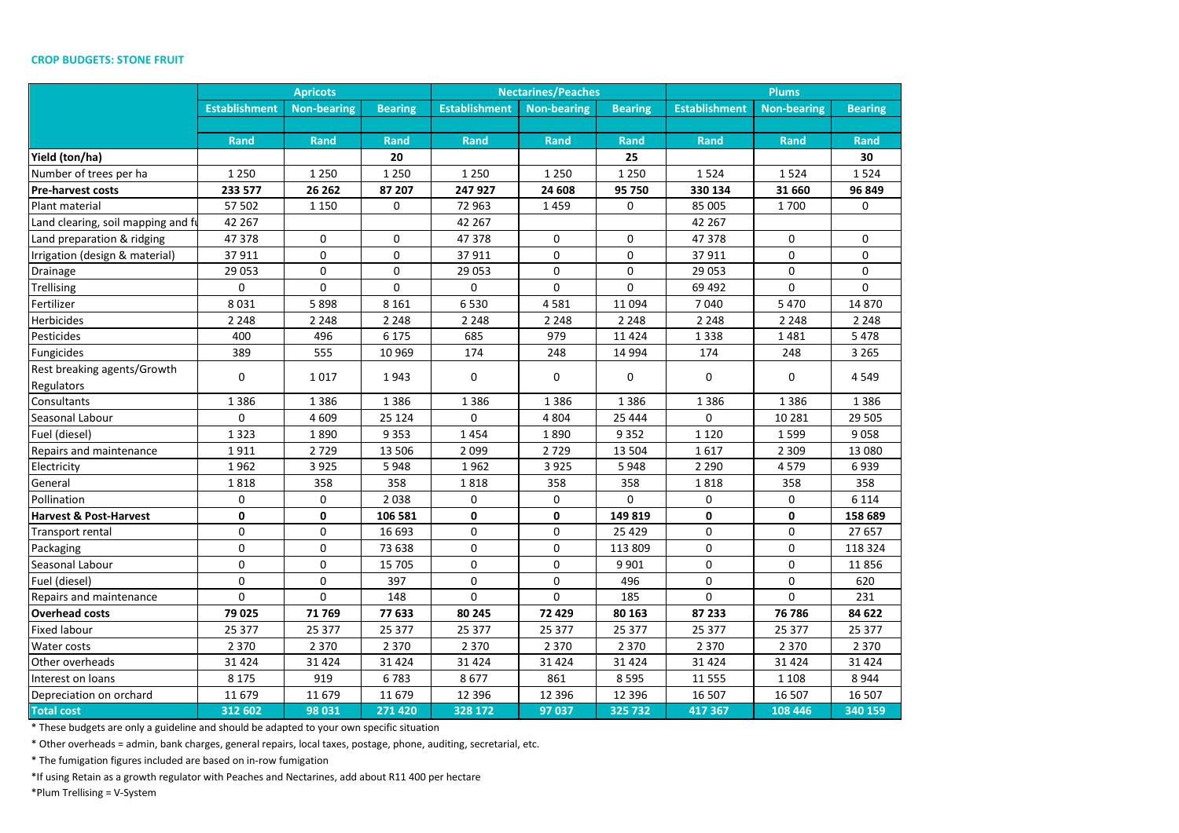**CROP BUDGETS: STONE FRUIT**

| | Apricots | | | Nectarines/Peaches | | | Plums | | |
|---|---|---|---|---|---|---|---|---|---|
| | Establishment | Non-bearing | Bearing | Establishment | Non-bearing | Bearing | Establishment | Non-bearing | Bearing |
| | Rand | Rand | Rand | Rand | Rand | Rand | Rand | Rand | Rand |
| **Yield (ton/ha)** | | | **20** | | | **25** | | | **30** |
| Number of trees per ha | 1 250 | 1 250 | 1 250 | 1 250 | 1 250 | 1 250 | 1 524 | 1 524 | 1 524 |
| **Pre-harvest costs** | **233 577** | **26 262** | **87 207** | **247 927** | **24 608** | **95 750** | **330 134** | **31 660** | **96 849** |
| Plant material | 57 502 | 1 150 | 0 | 72 963 | 1 459 | 0 | 85 005 | 1 700 | 0 |
| Land clearing, soil mapping and fu | 42 267 | | | 42 267 | | | 42 267 | | |
| Land preparation & ridging | 47 378 | 0 | 0 | 47 378 | 0 | 0 | 47 378 | 0 | 0 |
| Irrigation (design & material) | 37 911 | 0 | 0 | 37 911 | 0 | 0 | 37 911 | 0 | 0 |
| Drainage | 29 053 | 0 | 0 | 29 053 | 0 | 0 | 29 053 | 0 | 0 |
| Trellising | 0 | 0 | 0 | 0 | 0 | 0 | 69 492 | 0 | 0 |
| Fertilizer | 8 031 | 5 898 | 8 161 | 6 530 | 4 581 | 11 094 | 7 040 | 5 470 | 14 870 |
| Herbicides | 2 248 | 2 248 | 2 248 | 2 248 | 2 248 | 2 248 | 2 248 | 2 248 | 2 248 |
| Pesticides | 400 | 496 | 6 175 | 685 | 979 | 11 424 | 1 338 | 1 481 | 5 478 |
| Fungicides | 389 | 555 | 10 969 | 174 | 248 | 14 994 | 174 | 248 | 3 265 |
| Rest breaking agents/Growth Regulators | 0 | 1 017 | 1 943 | 0 | 0 | 0 | 0 | 0 | 4 549 |
| Consultants | 1 386 | 1 386 | 1 386 | 1 386 | 1 386 | 1 386 | 1 386 | 1 386 | 1 386 |
| Seasonal Labour | 0 | 4 609 | 25 124 | 0 | 4 804 | 25 444 | 0 | 10 281 | 29 505 |
| Fuel (diesel) | 1 323 | 1 890 | 9 353 | 1 454 | 1 890 | 9 352 | 1 120 | 1 599 | 9 058 |
| Repairs and maintenance | 1 911 | 2 729 | 13 506 | 2 099 | 2 729 | 13 504 | 1 617 | 2 309 | 13 080 |
| Electricity | 1 962 | 3 925 | 5 948 | 1 962 | 3 925 | 5 948 | 2 290 | 4 579 | 6 939 |
| General | 1 818 | 358 | 358 | 1 818 | 358 | 358 | 1 818 | 358 | 358 |
| Pollination | 0 | 0 | 2 038 | 0 | 0 | 0 | 0 | 0 | 6 114 |
| **Harvest & Post-Harvest** | **0** | **0** | **106 581** | **0** | **0** | **149 819** | **0** | **0** | **158 689** |
| Transport rental | 0 | 0 | 16 693 | 0 | 0 | 25 429 | 0 | 0 | 27 657 |
| Packaging | 0 | 0 | 73 638 | 0 | 0 | 113 809 | 0 | 0 | 118 324 |
| Seasonal Labour | 0 | 0 | 15 705 | 0 | 0 | 9 901 | 0 | 0 | 11 856 |
| Fuel (diesel) | 0 | 0 | 397 | 0 | 0 | 496 | 0 | 0 | 620 |
| Repairs and maintenance | 0 | 0 | 148 | 0 | 0 | 185 | 0 | 0 | 231 |
| **Overhead costs** | **79 025** | **71 769** | **77 633** | **80 245** | **72 429** | **80 163** | **87 233** | **76 786** | **84 622** |
| Fixed labour | 25 377 | 25 377 | 25 377 | 25 377 | 25 377 | 25 377 | 25 377 | 25 377 | 25 377 |
| Water costs | 2 370 | 2 370 | 2 370 | 2 370 | 2 370 | 2 370 | 2 370 | 2 370 | 2 370 |
| Other overheads | 31 424 | 31 424 | 31 424 | 31 424 | 31 424 | 31 424 | 31 424 | 31 424 | 31 424 |
| Interest on loans | 8 175 | 919 | 6 783 | 8 677 | 861 | 8 595 | 11 555 | 1 108 | 8 944 |
| Depreciation on orchard | 11 679 | 11 679 | 11 679 | 12 396 | 12 396 | 12 396 | 16 507 | 16 507 | 16 507 |
| **Total cost** | **312 602** | **98 031** | **271 420** | **328 172** | **97 037** | **325 732** | **417 367** | **108 446** | **340 159** |

* These budgets are only a guideline and should be adapted to your own specific situation

* Other overheads = admin, bank charges, general repairs, local taxes, postage, phone, auditing, secretarial, etc.

* The fumigation figures included are based on in-row fumigation

*If using Retain as a growth regulator with Peaches and Nectarines, add about R11 400 per hectare

*Plum Trellising = V-System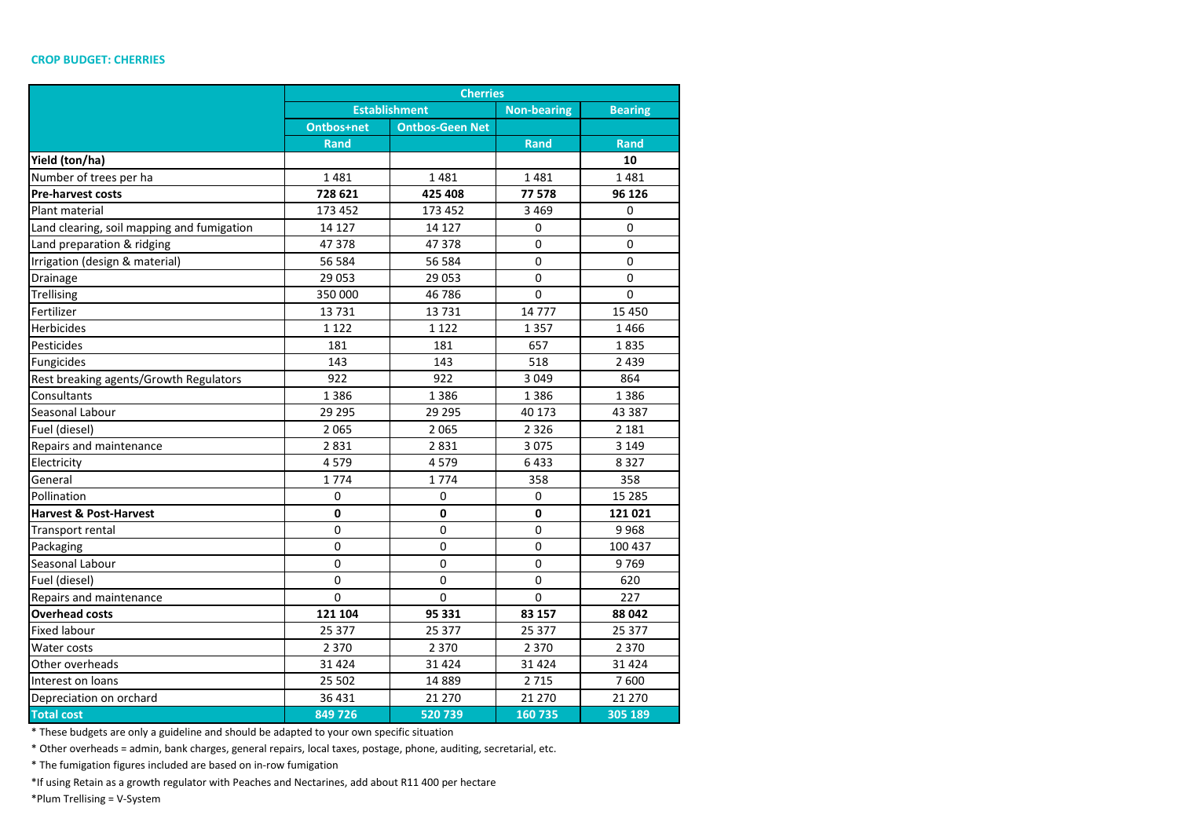**CROP BUDGET: CHERRIES**

| | Cherries | | | |
|---|---|---|---|---|
| | Establishment | | Non-bearing | Bearing |
| | Ontbos+net | Ontbos-Geen Net | | |
| | Rand | | Rand | Rand |
| **Yield (ton/ha)** | | | | **10** |
| Number of trees per ha | 1 481 | 1 481 | 1 481 | 1 481 |
| **Pre-harvest costs** | **728 621** | **425 408** | **77 578** | **96 126** |
| Plant material | 173 452 | 173 452 | 3 469 | 0 |
| Land clearing, soil mapping and fumigation | 14 127 | 14 127 | 0 | 0 |
| Land preparation & ridging | 47 378 | 47 378 | 0 | 0 |
| Irrigation (design & material) | 56 584 | 56 584 | 0 | 0 |
| Drainage | 29 053 | 29 053 | 0 | 0 |
| Trellising | 350 000 | 46 786 | 0 | 0 |
| Fertilizer | 13 731 | 13 731 | 14 777 | 15 450 |
| Herbicides | 1 122 | 1 122 | 1 357 | 1 466 |
| Pesticides | 181 | 181 | 657 | 1 835 |
| Fungicides | 143 | 143 | 518 | 2 439 |
| Rest breaking agents/Growth Regulators | 922 | 922 | 3 049 | 864 |
| Consultants | 1 386 | 1 386 | 1 386 | 1 386 |
| Seasonal Labour | 29 295 | 29 295 | 40 173 | 43 387 |
| Fuel (diesel) | 2 065 | 2 065 | 2 326 | 2 181 |
| Repairs and maintenance | 2 831 | 2 831 | 3 075 | 3 149 |
| Electricity | 4 579 | 4 579 | 6 433 | 8 327 |
| General | 1 774 | 1 774 | 358 | 358 |
| Pollination | 0 | 0 | 0 | 15 285 |
| **Harvest & Post-Harvest** | **0** | **0** | **0** | **121 021** |
| Transport rental | 0 | 0 | 0 | 9 968 |
| Packaging | 0 | 0 | 0 | 100 437 |
| Seasonal Labour | 0 | 0 | 0 | 9 769 |
| Fuel (diesel) | 0 | 0 | 0 | 620 |
| Repairs and maintenance | 0 | 0 | 0 | 227 |
| **Overhead costs** | **121 104** | **95 331** | **83 157** | **88 042** |
| Fixed labour | 25 377 | 25 377 | 25 377 | 25 377 |
| Water costs | 2 370 | 2 370 | 2 370 | 2 370 |
| Other overheads | 31 424 | 31 424 | 31 424 | 31 424 |
| Interest on loans | 25 502 | 14 889 | 2 715 | 7 600 |
| Depreciation on orchard | 36 431 | 21 270 | 21 270 | 21 270 |
| **Total cost** | **849 726** | **520 739** | **160 735** | **305 189** |

* These budgets are only a guideline and should be adapted to your own specific situation

* Other overheads = admin, bank charges, general repairs, local taxes, postage, phone, auditing, secretarial, etc.

* The fumigation figures included are based on in-row fumigation

*If using Retain as a growth regulator with Peaches and Nectarines, add about R11 400 per hectare

*Plum Trellising = V-System